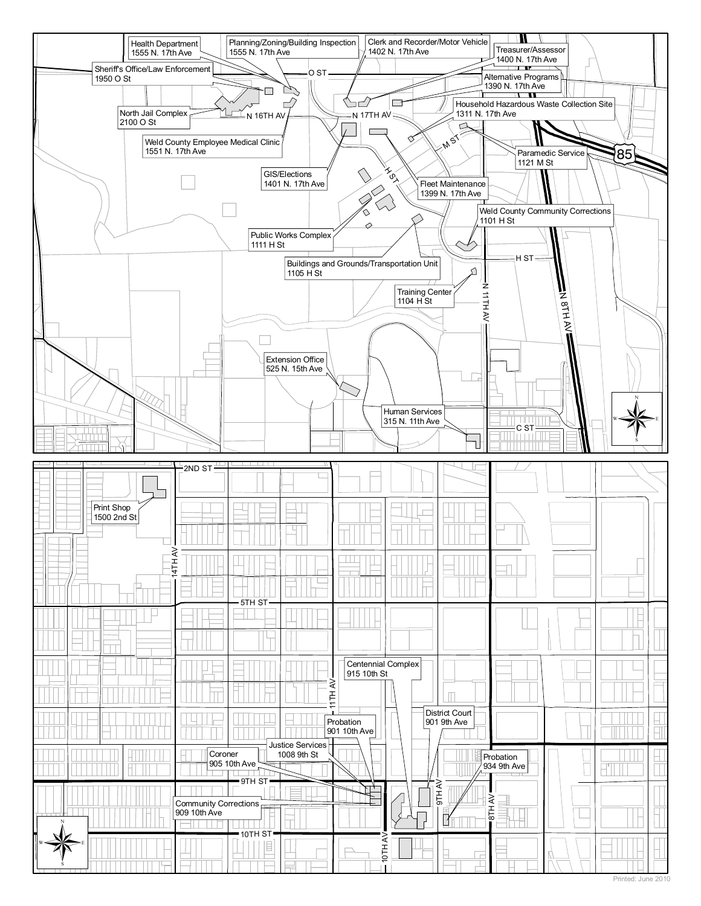Health Department
1555 N. 17th Ave

Planning/Zoning/Building Inspection
1555 N. 17th Ave

Clerk and Recorder/Motor Vehicle
1402 N. 17th Ave

Treasurer/Assessor
1400 N. 17th Ave

Sheriff's Office/Law Enforcement
1950 O St

Alternative Programs
1390 N. 17th Ave

Household Hazardous Waste Collection Site
1311 N. 17th Ave

North Jail Complex
2100 O St

Weld County Employee Medical Clinic
1551 N. 17th Ave

Paramedic Service
1121 M St

GIS/Elections
1401 N. 17th Ave

Fleet Maintenance
1399 N. 17th Ave

Weld County Community Corrections
1101 H St

Public Works Complex
1111 H St

Buildings and Grounds/Transportation Unit
1105 H St

Training Center
1104 H St

Extension Office
525 N. 15th Ave

Human Services
315 N. 11th Ave

O ST
N 16TH AV
N 17TH AV
M ST
H ST
N 11TH AV
N 8TH AV
C ST
85

2ND ST
14TH AV
5TH ST
11TH AV
9TH ST
10TH ST
10TH AV
9TH AV
8TH AV

Print Shop
1500 2nd St

Centennial Complex
915 10th St

District Court
901 9th Ave

Probation
901 10th Ave

Justice Services
1008 9th St

Coroner
905 10th Ave

Probation
934 9th Ave

Community Corrections
909 10th Ave

Printed: June 2010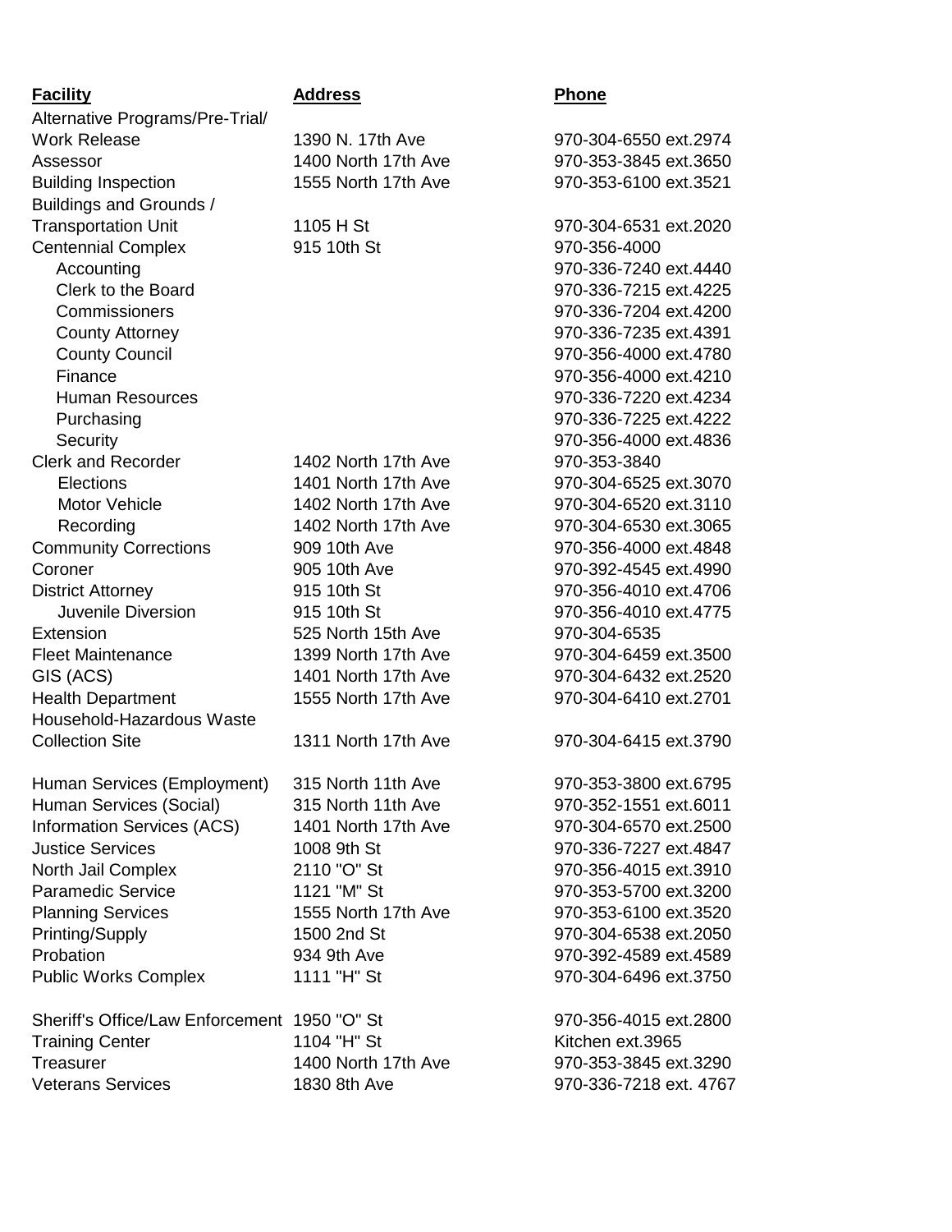| **Facility** | **Address** | **Phone** |
|---|---|---|
| Alternative Programs/Pre-Trial/ Work Release | 1390 N. 17th Ave | 970-304-6550 ext.2974 |
| Assessor | 1400 North 17th Ave | 970-353-3845 ext.3650 |
| Building Inspection | 1555 North 17th Ave | 970-353-6100 ext.3521 |
| Buildings and Grounds / Transportation Unit | 1105 H St | 970-304-6531 ext.2020 |
| Centennial Complex | 915 10th St | 970-356-4000 |
| Accounting | | 970-336-7240 ext.4440 |
| Clerk to the Board | | 970-336-7215 ext.4225 |
| Commissioners | | 970-336-7204 ext.4200 |
| County Attorney | | 970-336-7235 ext.4391 |
| County Council | | 970-356-4000 ext.4780 |
| Finance | | 970-356-4000 ext.4210 |
| Human Resources | | 970-336-7220 ext.4234 |
| Purchasing | | 970-336-7225 ext.4222 |
| Security | | 970-356-4000 ext.4836 |
| Clerk and Recorder | 1402 North 17th Ave | 970-353-3840 |
| Elections | 1401 North 17th Ave | 970-304-6525 ext.3070 |
| Motor Vehicle | 1402 North 17th Ave | 970-304-6520 ext.3110 |
| Recording | 1402 North 17th Ave | 970-304-6530 ext.3065 |
| Community Corrections | 909 10th Ave | 970-356-4000 ext.4848 |
| Coroner | 905 10th Ave | 970-392-4545 ext.4990 |
| District Attorney | 915 10th St | 970-356-4010 ext.4706 |
| Juvenile Diversion | 915 10th St | 970-356-4010 ext.4775 |
| Extension | 525 North 15th Ave | 970-304-6535 |
| Fleet Maintenance | 1399 North 17th Ave | 970-304-6459 ext.3500 |
| GIS (ACS) | 1401 North 17th Ave | 970-304-6432 ext.2520 |
| Health Department | 1555 North 17th Ave | 970-304-6410 ext.2701 |
| Household-Hazardous Waste Collection Site | 1311 North 17th Ave | 970-304-6415 ext.3790 |
| Human Services (Employment) | 315 North 11th Ave | 970-353-3800 ext.6795 |
| Human Services (Social) | 315 North 11th Ave | 970-352-1551 ext.6011 |
| Information Services (ACS) | 1401 North 17th Ave | 970-304-6570 ext.2500 |
| Justice Services | 1008 9th St | 970-336-7227 ext.4847 |
| North Jail Complex | 2110 "O" St | 970-356-4015 ext.3910 |
| Paramedic Service | 1121 "M" St | 970-353-5700 ext.3200 |
| Planning Services | 1555 North 17th Ave | 970-353-6100 ext.3520 |
| Printing/Supply | 1500 2nd St | 970-304-6538 ext.2050 |
| Probation | 934 9th Ave | 970-392-4589 ext.4589 |
| Public Works Complex | 1111 "H" St | 970-304-6496 ext.3750 |
| Sheriff's Office/Law Enforcement | 1950 "O" St | 970-356-4015 ext.2800 |
| Training Center | 1104 "H" St | Kitchen ext.3965 |
| Treasurer | 1400 North 17th Ave | 970-353-3845 ext.3290 |
| Veterans Services | 1830 8th Ave | 970-336-7218 ext. 4767 |